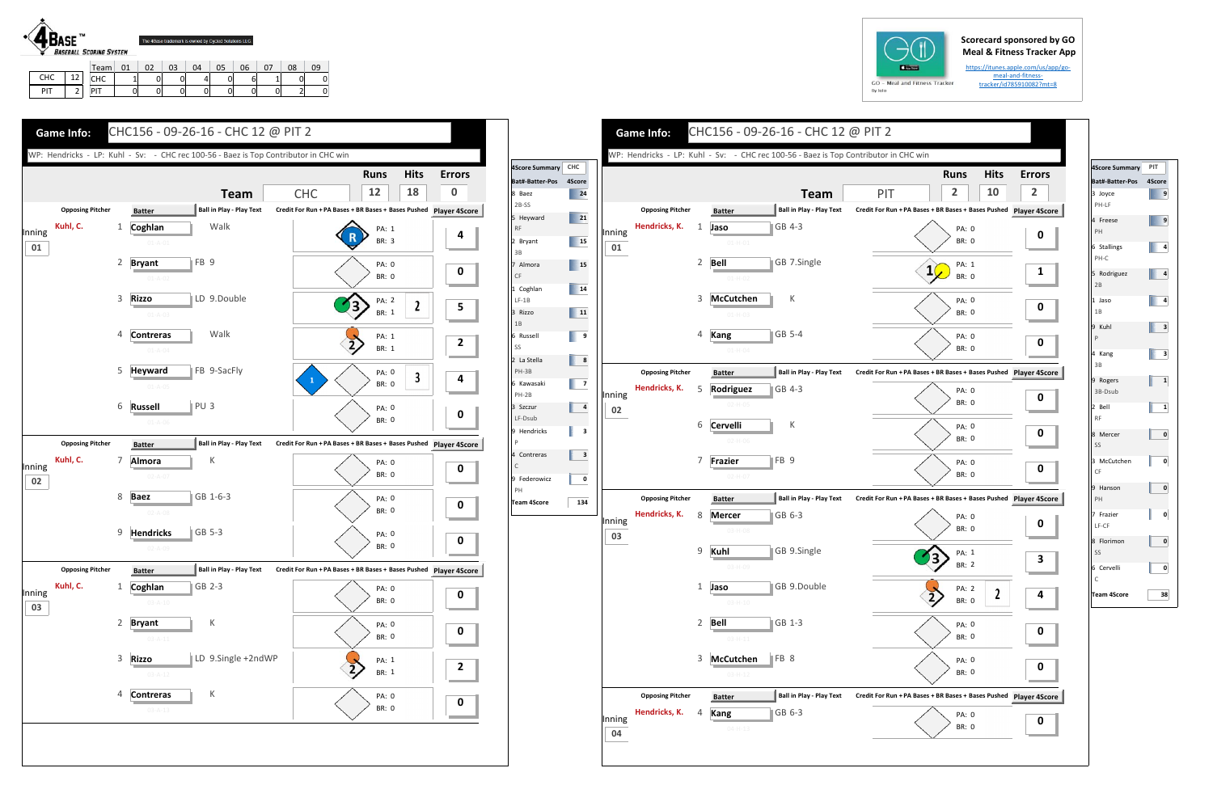**4BASE™ BASEBALL SCORING SYSTEM**

The 4Base trademark is owned by Cycled Solutions LLC

| | | Team | 01 | 02 | 03 | 04 | 05 | 06 | 07 | 08 | 09 |
|---|---|---|---|---|---|---|---|---|---|---|---|
| CHC | 12 | CHC | 1 | 0 | 0 | 4 | 0 | 6 | 1 | 0 | 0 |
| PIT | 2 | PIT | 0 | 0 | 0 | 0 | 0 | 0 | 0 | 2 | 0 |

Scorecard sponsored by GO Meal & Fitness Tracker App

https://itunes.apple.com/us/app/go-meal-and-fitness-tracker/id785910082?mt=8

## Game Info: CHC156 - 09-26-16 - CHC 12 @ PIT 2

WP: Hendricks - LP: Kuhl - Sv: - CHC rec 100-56 - Baez is Top Contributor in CHC win

| Team | Runs | Hits | Errors |
|---|---|---|---|
| CHC | 12 | 18 | 0 |

### Inning 01

| Opposing Pitcher | # | Batter | Ball in Play - Play Text | PA | BR | Bases Pushed | Player 4Score |
|---|---|---|---|---|---|---|---|
| Kuhl, C. | 1 | Coghlan | Walk | 1 | 3 | | 4 |
| | 2 | Bryant | FB 9 | 0 | 0 | | 0 |
| | 3 | Rizzo | LD 9.Double | 2 | 1 | 2 | 5 |
| | 4 | Contreras | Walk | 1 | 1 | | 2 |
| | 5 | Heyward | FB 9-SacFly | 0 | 0 | 3 | 4 |
| | 6 | Russell | PU 3 | 0 | 0 | | 0 |

### Inning 02

| Opposing Pitcher | # | Batter | Ball in Play - Play Text | PA | BR | Bases Pushed | Player 4Score |
|---|---|---|---|---|---|---|---|
| Kuhl, C. | 7 | Almora | K | 0 | 0 | | 0 |
| | 8 | Baez | GB 1-6-3 | 0 | 0 | | 0 |
| | 9 | Hendricks | GB 5-3 | 0 | 0 | | 0 |

### Inning 03

| Opposing Pitcher | # | Batter | Ball in Play - Play Text | PA | BR | Bases Pushed | Player 4Score |
|---|---|---|---|---|---|---|---|
| Kuhl, C. | 1 | Coghlan | GB 2-3 | 0 | 0 | | 0 |
| | 2 | Bryant | K | 0 | 0 | | 0 |
| | 3 | Rizzo | LD 9.Single +2ndWP | 1 | 1 | | 2 |
| | 4 | Contreras | K | 0 | 0 | | 0 |

### 4Score Summary CHC

| Bat#-Batter-Pos | 4Score |
|---|---|
| 8 Baez 2B-SS | 24 |
| 5 Heyward RF | 21 |
| 2 Bryant 3B | 15 |
| 7 Almora CF | 15 |
| 1 Coghlan LF-1B | 14 |
| 3 Rizzo 1B | 11 |
| 6 Russell SS | 9 |
| 2 La Stella PH-3B | 8 |
| 6 Kawasaki PH-2B | 7 |
| 3 Szczur LF-Dsub | 4 |
| 9 Hendricks P | 3 |
| 4 Contreras C | 3 |
| 9 Federowicz PH | 0 |
| Team 4Score | 134 |

## Game Info: CHC156 - 09-26-16 - CHC 12 @ PIT 2

WP: Hendricks - LP: Kuhl - Sv: - CHC rec 100-56 - Baez is Top Contributor in CHC win

| Team | Runs | Hits | Errors |
|---|---|---|---|
| PIT | 2 | 10 | 2 |

### Inning 01

| Opposing Pitcher | # | Batter | Ball in Play - Play Text | PA | BR | Bases Pushed | Player 4Score |
|---|---|---|---|---|---|---|---|
| Hendricks, K. | 1 | Jaso | GB 4-3 | 0 | 0 | | 0 |
| | 2 | Bell | GB 7.Single | 1 | 0 | | 1 |
| | 3 | McCutchen | K | 0 | 0 | | 0 |
| | 4 | Kang | GB 5-4 | 0 | 0 | | 0 |

### Inning 02

| Opposing Pitcher | # | Batter | Ball in Play - Play Text | PA | BR | Bases Pushed | Player 4Score |
|---|---|---|---|---|---|---|---|
| Hendricks, K. | 5 | Rodriguez | GB 4-3 | 0 | 0 | | 0 |
| | 6 | Cervelli | K | 0 | 0 | | 0 |
| | 7 | Frazier | FB 9 | 0 | 0 | | 0 |

### Inning 03

| Opposing Pitcher | # | Batter | Ball in Play - Play Text | PA | BR | Bases Pushed | Player 4Score |
|---|---|---|---|---|---|---|---|
| Hendricks, K. | 8 | Mercer | GB 6-3 | 0 | 0 | | 0 |
| | 9 | Kuhl | GB 9.Single | 1 | 2 | | 3 |
| | 1 | Jaso | GB 9.Double | 2 | 0 | 2 | 4 |
| | 2 | Bell | GB 1-3 | 0 | 0 | | 0 |
| | 3 | McCutchen | FB 8 | 0 | 0 | | 0 |

### Inning 04

| Opposing Pitcher | # | Batter | Ball in Play - Play Text | PA | BR | Bases Pushed | Player 4Score |
|---|---|---|---|---|---|---|---|
| Hendricks, K. | 4 | Kang | GB 6-3 | 0 | 0 | | 0 |

### 4Score Summary PIT

| Bat#-Batter-Pos | 4Score |
|---|---|
| 3 Joyce PH-LF | 9 |
| 4 Freese PH | 9 |
| 6 Stallings PH-C | 4 |
| 5 Rodriguez 2B | 4 |
| 1 Jaso 1B | 4 |
| 9 Kuhl P | 3 |
| 4 Kang 3B | 3 |
| 9 Rogers 3B-Dsub | 1 |
| 2 Bell RF | 1 |
| 8 Mercer SS | 0 |
| 3 McCutchen CF | 0 |
| 9 Hanson PH | 0 |
| 7 Frazier LF-CF | 0 |
| 8 Florimon SS | 0 |
| 6 Cervelli C | 0 |
| Team 4Score | 38 |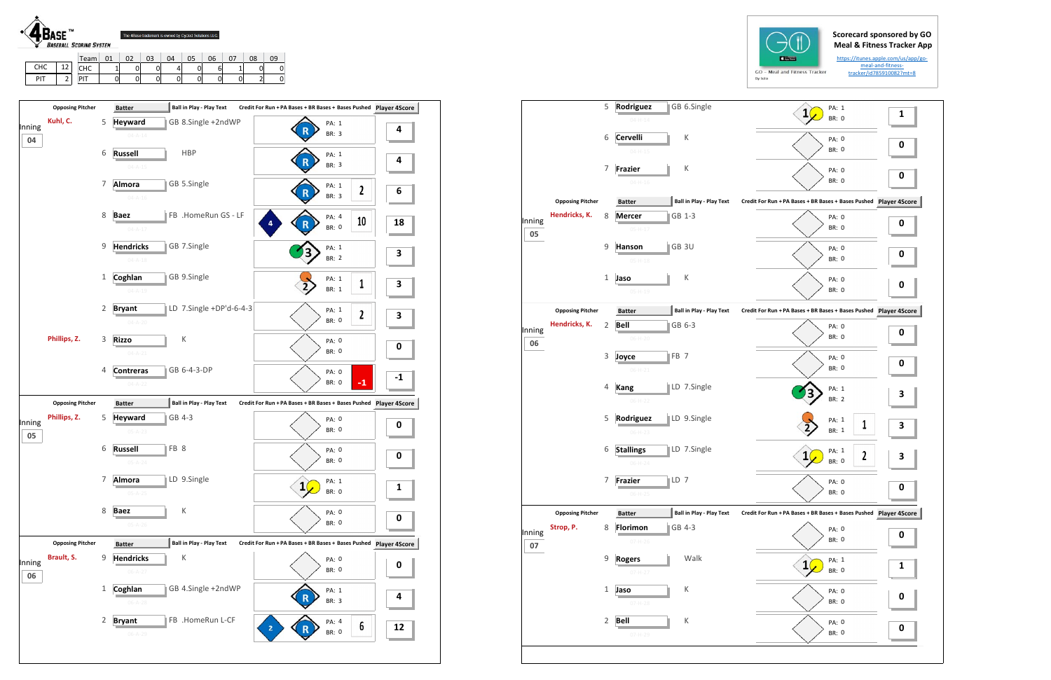**4BASE™ BASEBALL SCORING SYSTEM**

The 4Base trademark is owned by Cycled Solutions LLC

| | | Team | 01 | 02 | 03 | 04 | 05 | 06 | 07 | 08 | 09 |
|---|---|---|---|---|---|---|---|---|---|---|---|
| CHC | 12 | CHC | 1 | 0 | 0 | 4 | 0 | 6 | 1 | 0 | 0 |
| PIT | 2 | PIT | 0 | 0 | 0 | 0 | 0 | 0 | 0 | 2 | 0 |

Scorecard sponsored by GO Meal & Fitness Tracker App

https://itunes.apple.com/us/app/go-meal-and-fitness-tracker/id785910082?mt=8

GO - Meal and Fitness Tracker

| Inning | Opposing Pitcher | # | Batter | Ball in Play - Play Text | PA | BR | Credit For Run + PA Bases + BR Bases + Bases Pushed | Player 4Score |
|---|---|---|---|---|---|---|---|---|
| 04 | Kuhl, C. | 5 | Heyward | GB 8.Single +2ndWP | 1 | 3 | R | 4 |
| | | 6 | Russell | HBP | 1 | 3 | R | 4 |
| | | 7 | Almora | GB 5.Single | 1 | 3 | R, 2 | 6 |
| | | 8 | Baez | FB .HomeRun GS - LF | 4 | 0 | 4, R, 10 | 18 |
| | | 9 | Hendricks | GB 7.Single | 1 | 2 | 3 | 3 |
| | | 1 | Coghlan | GB 9.Single | 1 | 1 | 2, 1 | 3 |
| | | 2 | Bryant | LD 7.Single +DP'd-6-4-3 | 1 | 0 | 2 | 3 |
| | Phillips, Z. | 3 | Rizzo | K | 0 | 0 | | 0 |
| | | 4 | Contreras | GB 6-4-3-DP | 0 | 0 | -1 | -1 |
| 05 | Phillips, Z. | 5 | Heyward | GB 4-3 | 0 | 0 | | 0 |
| | | 6 | Russell | FB 8 | 0 | 0 | | 0 |
| | | 7 | Almora | LD 9.Single | 1 | 0 | 1 | 1 |
| | | 8 | Baez | K | 0 | 0 | | 0 |
| 06 | Brault, S. | 9 | Hendricks | K | 0 | 0 | | 0 |
| | | 1 | Coghlan | GB 4.Single +2ndWP | 1 | 3 | R | 4 |
| | | 2 | Bryant | FB .HomeRun L-CF | 4 | 0 | 2, R, 6 | 12 |

| Inning | Opposing Pitcher | # | Batter | Ball in Play - Play Text | PA | BR | Credit For Run + PA Bases + BR Bases + Bases Pushed | Player 4Score |
|---|---|---|---|---|---|---|---|---|
| 04 | | 5 | Rodriguez | GB 6.Single | 1 | 0 | 1 | 1 |
| | | 6 | Cervelli | K | 0 | 0 | | 0 |
| | | 7 | Frazier | K | 0 | 0 | | 0 |
| 05 | Hendricks, K. | 8 | Mercer | GB 1-3 | 0 | 0 | | 0 |
| | | 9 | Hanson | GB 3U | 0 | 0 | | 0 |
| | | 1 | Jaso | K | 0 | 0 | | 0 |
| 06 | Hendricks, K. | 2 | Bell | GB 6-3 | 0 | 0 | | 0 |
| | | 3 | Joyce | FB 7 | 0 | 0 | | 0 |
| | | 4 | Kang | LD 7.Single | 1 | 2 | 3 | 3 |
| | | 5 | Rodriguez | LD 9.Single | 1 | 1 | 2, 1 | 3 |
| | | 6 | Stallings | LD 7.Single | 1 | 0 | 1, 2 | 3 |
| | | 7 | Frazier | LD 7 | 0 | 0 | | 0 |
| 07 | Strop, P. | 8 | Florimon | GB 4-3 | 0 | 0 | | 0 |
| | | 9 | Rogers | Walk | 1 | 0 | 1 | 1 |
| | | 1 | Jaso | K | 0 | 0 | | 0 |
| | | 2 | Bell | K | 0 | 0 | | 0 |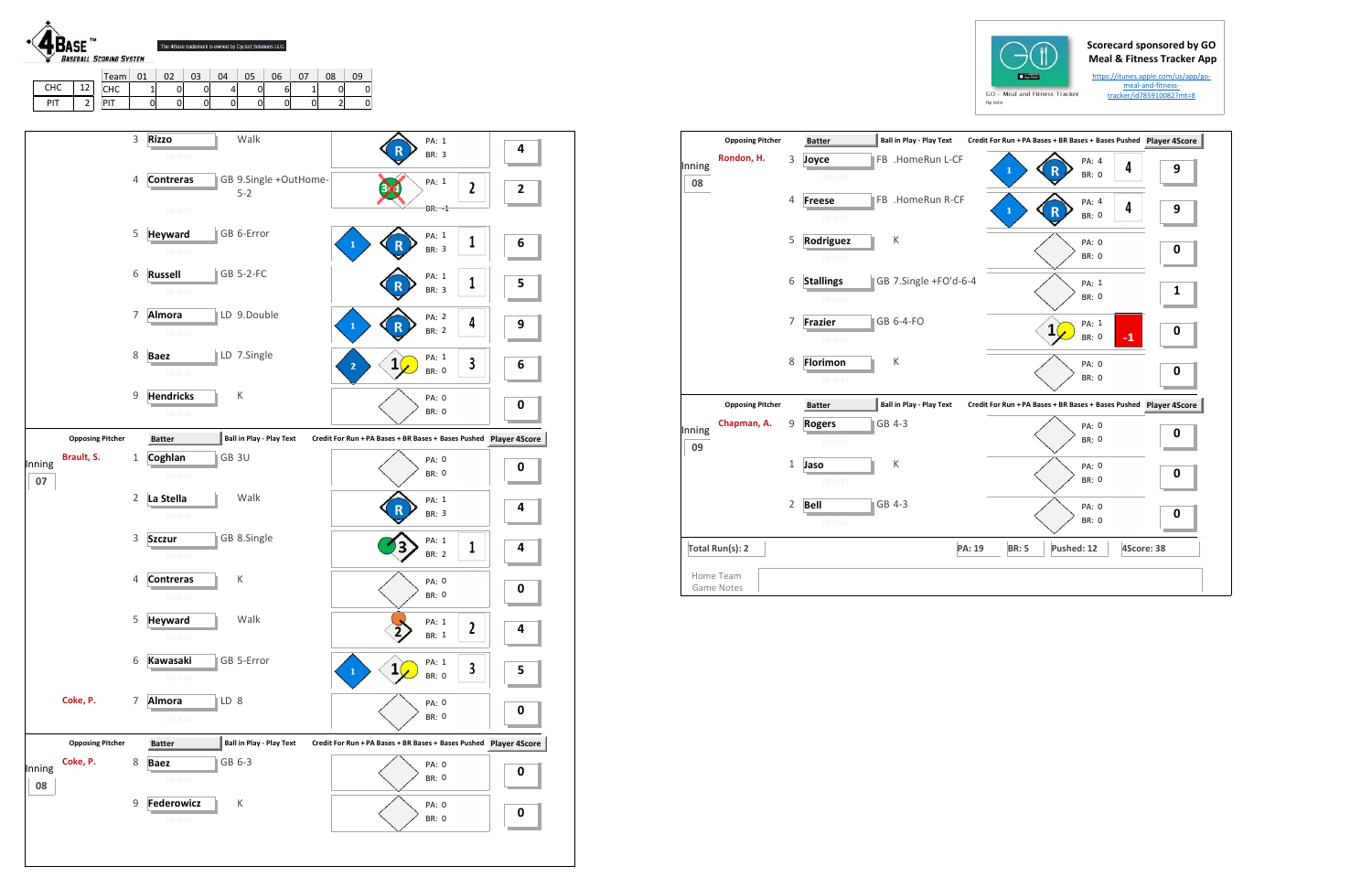**4BASE™ BASEBALL SCORING SYSTEM**

The 4Base trademark is owned by Cycled Solutions LLC

| | | Team | 01 | 02 | 03 | 04 | 05 | 06 | 07 | 08 | 09 |
|---|---|---|---|---|---|---|---|---|---|---|---|
| CHC | 12 | CHC | 1 | 0 | 0 | 4 | 0 | 6 | 1 | 0 | 0 |
| PIT | 2 | PIT | 0 | 0 | 0 | 0 | 0 | 0 | 0 | 2 | 0 |

Scorecard sponsored by GO Meal & Fitness Tracker App

GO - Meal and Fitness Tracker

https://itunes.apple.com/us/app/go-meal-and-fitness-tracker/id785910082?mt=8

| Inning | Opposing Pitcher | # | Batter | Ball in Play - Play Text | PA | BR | Pushed | Player 4Score |
|---|---|---|---|---|---|---|---|---|
| | | 3 | Rizzo | Walk | 1 | 3 | | 4 |
| | | 4 | Contreras | GB 9.Single +OutHome-5-2 | 1 | -1 | 2 | 2 |
| | | 5 | Heyward | GB 6-Error | 1 | 3 | 1 | 6 |
| | | 6 | Russell | GB 5-2-FC | 1 | 3 | 1 | 5 |
| | | 7 | Almora | LD 9.Double | 2 | 2 | 4 | 9 |
| | | 8 | Baez | LD 7.Single | 1 | 0 | 3 | 6 |
| | | 9 | Hendricks | K | 0 | 0 | | 0 |
| 07 | Brault, S. | 1 | Coghlan | GB 3U | 0 | 0 | | 0 |
| | | 2 | La Stella | Walk | 1 | 3 | | 4 |
| | | 3 | Szczur | GB 8.Single | 1 | 2 | 1 | 4 |
| | | 4 | Contreras | K | 0 | 0 | | 0 |
| | | 5 | Heyward | Walk | 1 | 1 | 2 | 4 |
| | | 6 | Kawasaki | GB 5-Error | 1 | 0 | 3 | 5 |
| | Coke, P. | 7 | Almora | LD 8 | 0 | 0 | | 0 |
| 08 | Coke, P. | 8 | Baez | GB 6-3 | 0 | 0 | | 0 |
| | | 9 | Federowicz | K | 0 | 0 | | 0 |

| Inning | Opposing Pitcher | # | Batter | Ball in Play - Play Text | PA | BR | Pushed | Player 4Score |
|---|---|---|---|---|---|---|---|---|
| 08 | Rondon, H. | 3 | Joyce | FB .HomeRun L-CF | 4 | 0 | 4 | 9 |
| | | 4 | Freese | FB .HomeRun R-CF | 4 | 0 | 4 | 9 |
| | | 5 | Rodriguez | K | 0 | 0 | | 0 |
| | | 6 | Stallings | GB 7.Single +FO'd-6-4 | 1 | 0 | | 1 |
| | | 7 | Frazier | GB 6-4-FO | 1 | 0 | -1 | 0 |
| | | 8 | Florimon | K | 0 | 0 | | 0 |
| 09 | Chapman, A. | 9 | Rogers | GB 4-3 | 0 | 0 | | 0 |
| | | 1 | Jaso | K | 0 | 0 | | 0 |
| | | 2 | Bell | GB 4-3 | 0 | 0 | | 0 |

Total Run(s): 2 | PA: 19 | BR: 5 | Pushed: 12 | 4Score: 38

Home Team Game Notes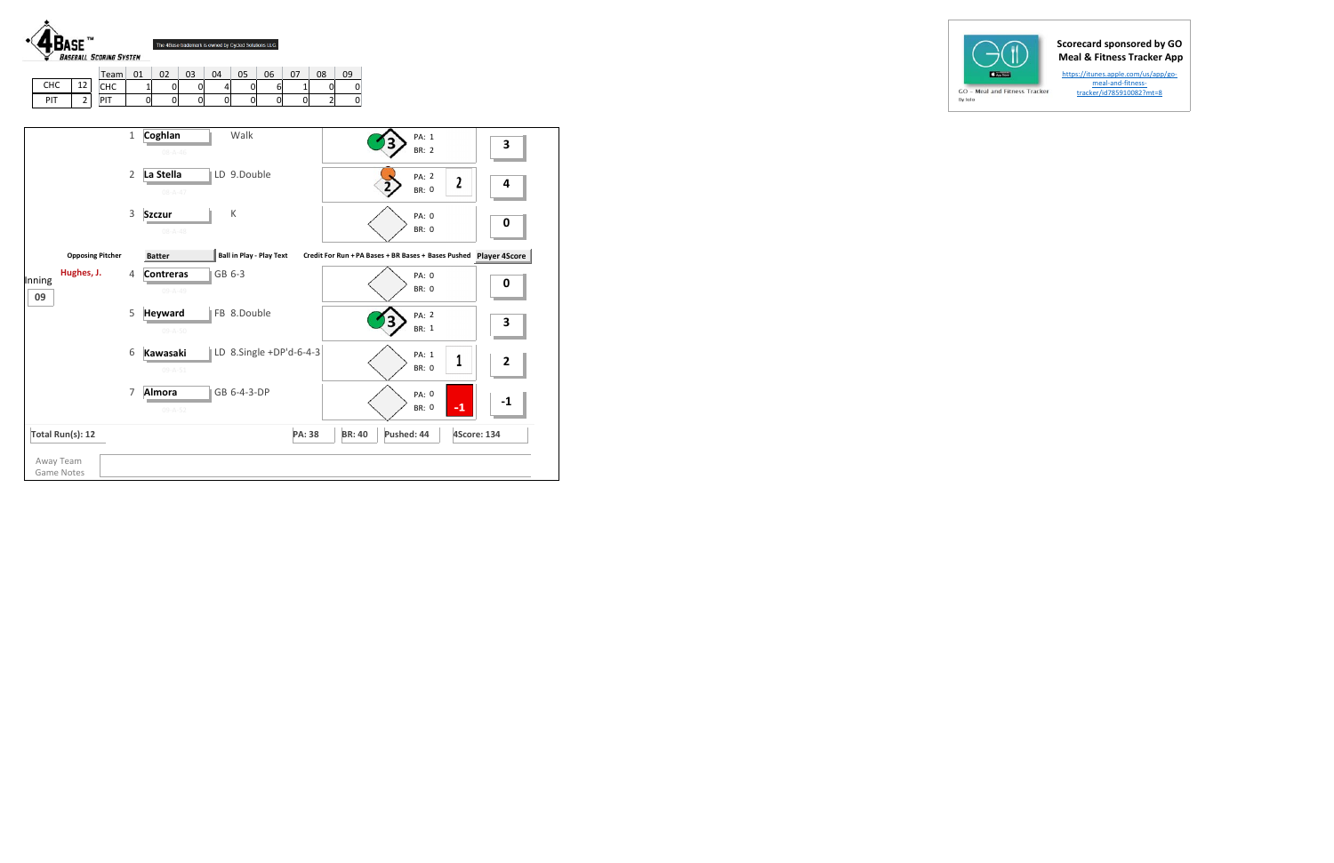4BASE™ BASEBALL SCORING SYSTEM

The 4Base trademark is owned by Cycled Solutions LLC

| | | Team | 01 | 02 | 03 | 04 | 05 | 06 | 07 | 08 | 09 |
|---|---|---|---|---|---|---|---|---|---|---|---|
| CHC | 12 | CHC | 1 | 0 | 0 | 4 | 0 | 6 | 1 | 0 | 0 |
| PIT | 2 | PIT | 0 | 0 | 0 | 0 | 0 | 0 | 0 | 2 | 0 |

**Scorecard sponsored by GO Meal & Fitness Tracker App**

https://itunes.apple.com/us/app/go-meal-and-fitness-tracker/id785910082?mt=8

GO - Meal and Fitness Tracker
By Iolo

Inning: 09

Opposing Pitcher: Hughes, J.

| # | Batter | Ball in Play - Play Text | Credit For Run + PA Bases + BR Bases + Bases Pushed | PA | BR | Pushed | Player 4Score |
|---|---|---|---|---|---|---|---|
| 1 | Coghlan | Walk | 3 | 1 | 2 | | 3 |
| 2 | La Stella | LD 9.Double | 2 | 2 | 0 | 2 | 4 |
| 3 | Szczur | K | | 0 | 0 | | 0 |
| 4 | Contreras | GB 6-3 | | 0 | 0 | | 0 |
| 5 | Heyward | FB 8.Double | 3 | 2 | 1 | | 3 |
| 6 | Kawasaki | LD 8.Single +DP'd-6-4-3 | | 1 | 0 | 1 | 2 |
| 7 | Almora | GB 6-4-3-DP | | 0 | 0 | -1 | -1 |

Total Run(s): 12 | PA: 38 | BR: 40 | Pushed: 44 | 4Score: 134

Away Team Game Notes